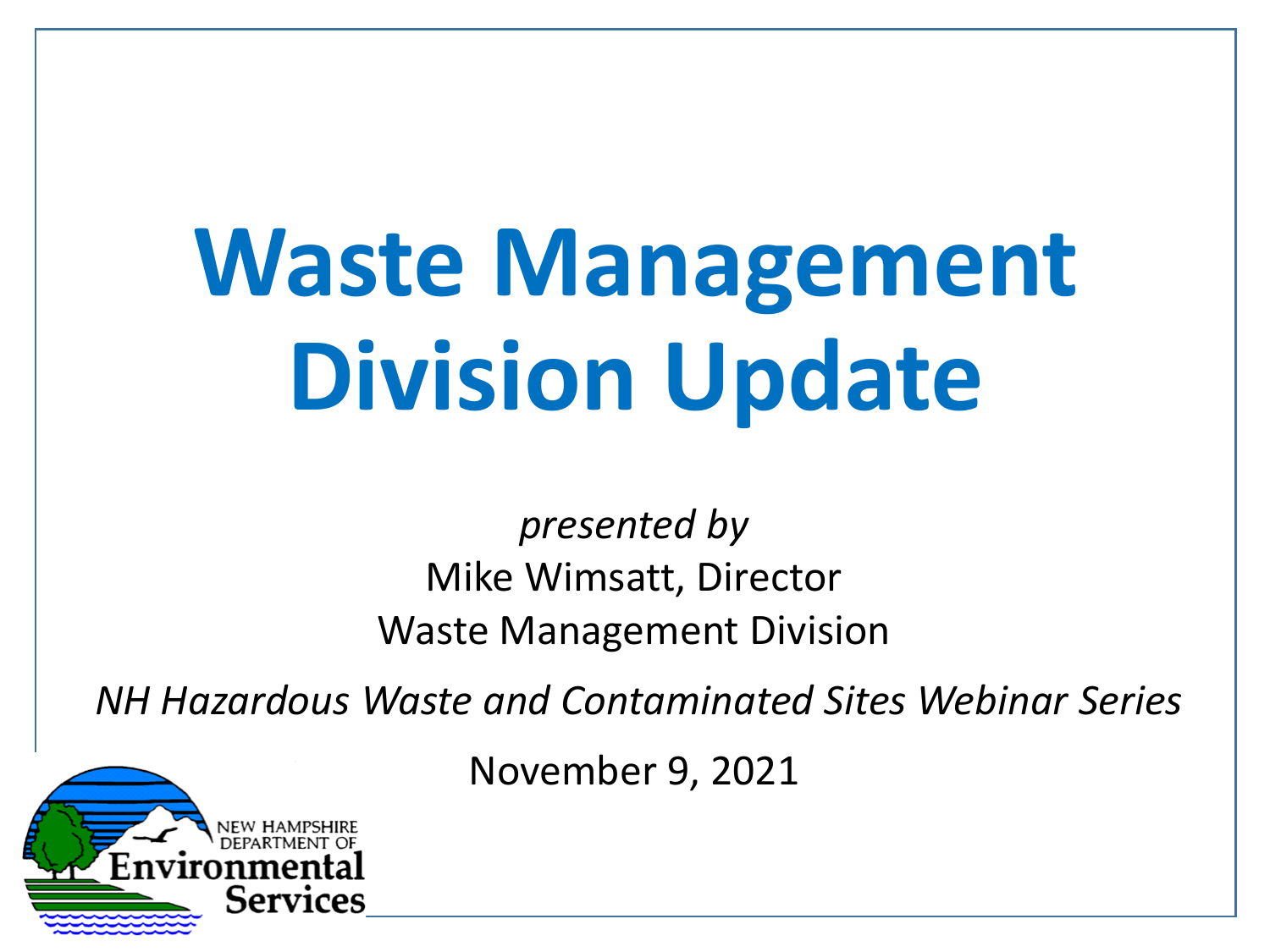# Waste Management Division Update

*presented by*

Mike Wimsatt, Director

Waste Management Division

*NH Hazardous Waste and Contaminated Sites Webinar Series*

November 9, 2021

NEW HAMPSHIRE DEPARTMENT OF Environmental Services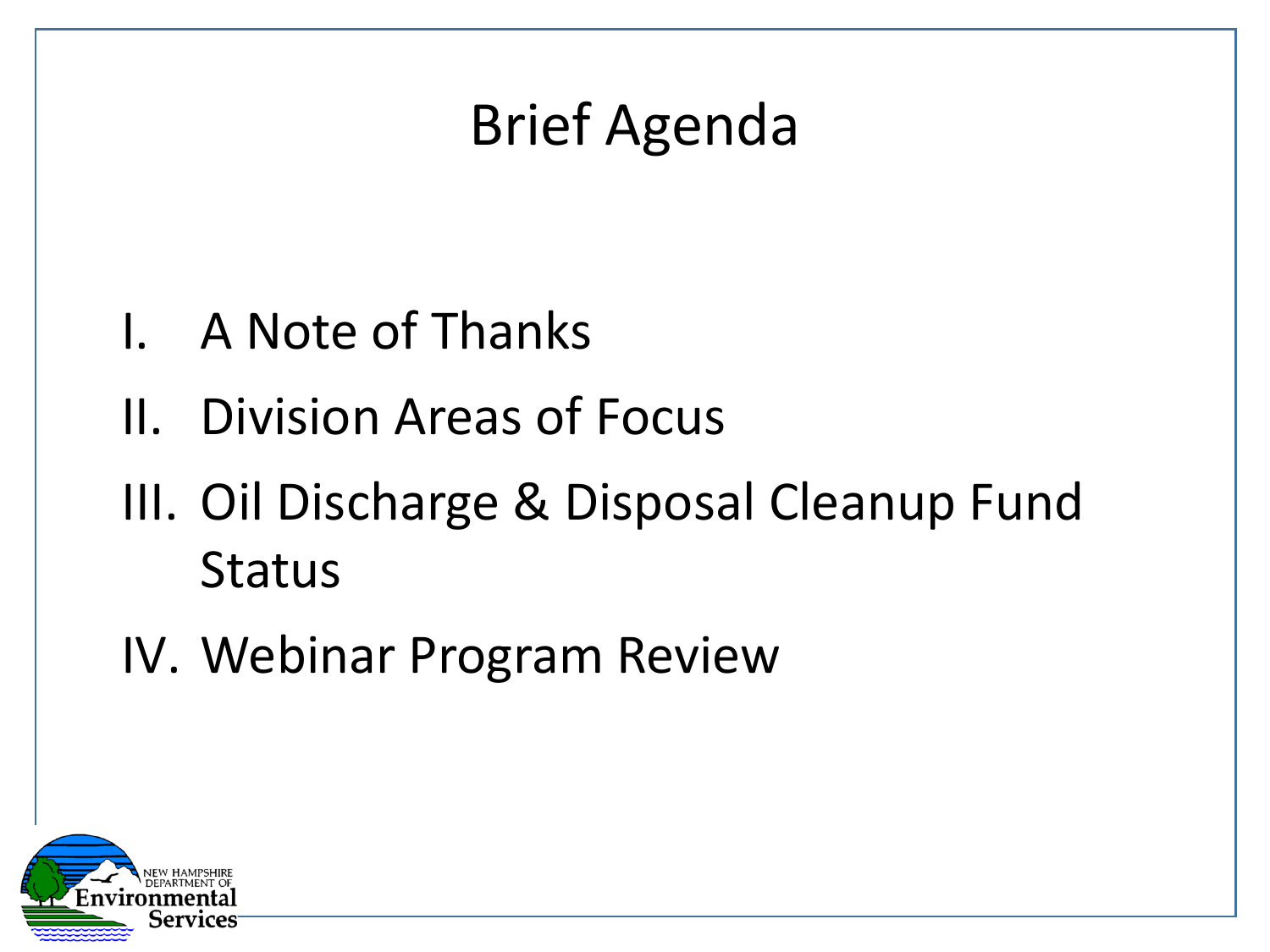# Brief Agenda

I. A Note of Thanks
II. Division Areas of Focus
III. Oil Discharge & Disposal Cleanup Fund Status
IV. Webinar Program Review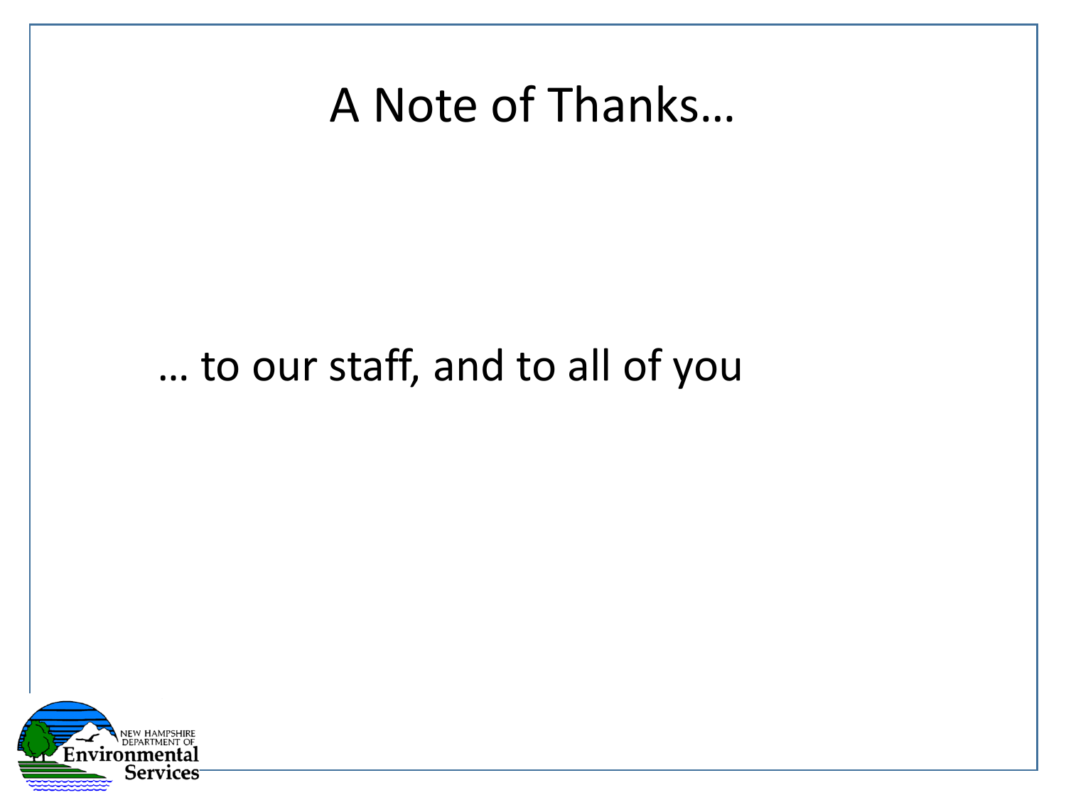# A Note of Thanks…

… to our staff, and to all of you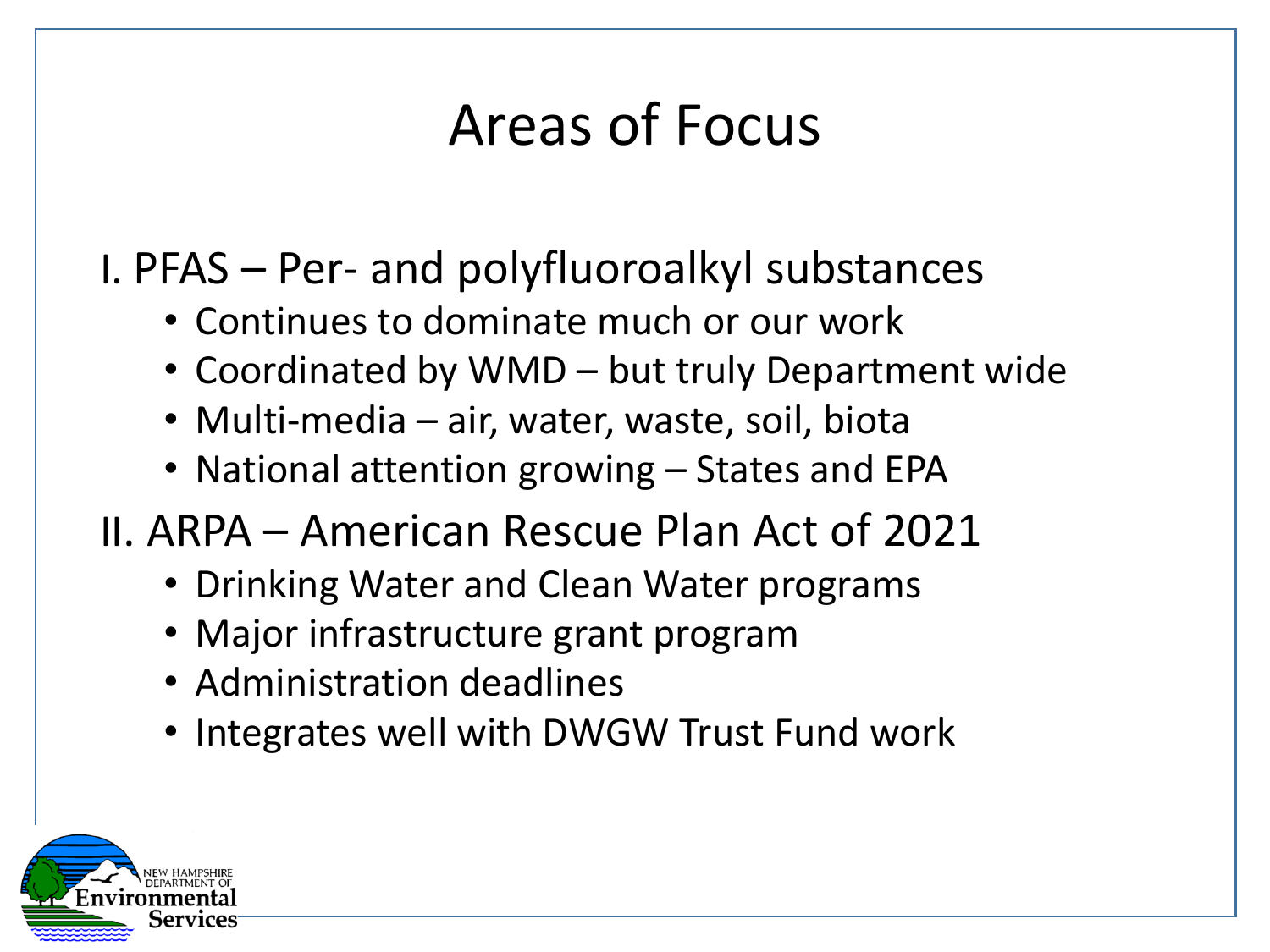# Areas of Focus

## I. PFAS – Per- and polyfluoroalkyl substances

- Continues to dominate much or our work
- Coordinated by WMD – but truly Department wide
- Multi-media – air, water, waste, soil, biota
- National attention growing – States and EPA

## II. ARPA – American Rescue Plan Act of 2021

- Drinking Water and Clean Water programs
- Major infrastructure grant program
- Administration deadlines
- Integrates well with DWGW Trust Fund work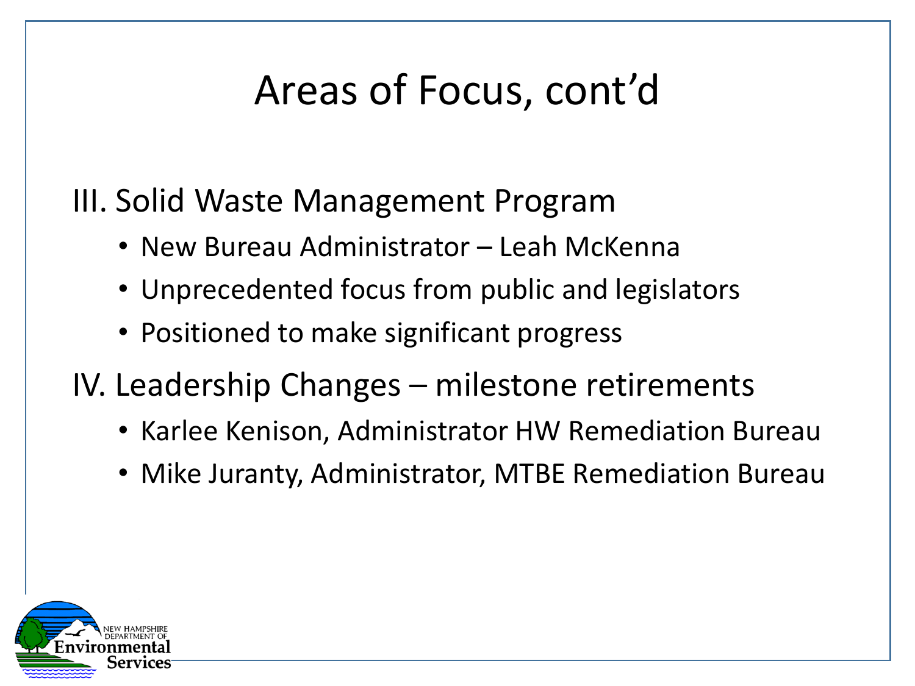# Areas of Focus, cont'd

III. Solid Waste Management Program

- New Bureau Administrator – Leah McKenna
- Unprecedented focus from public and legislators
- Positioned to make significant progress

IV. Leadership Changes – milestone retirements

- Karlee Kenison, Administrator HW Remediation Bureau
- Mike Juranty, Administrator, MTBE Remediation Bureau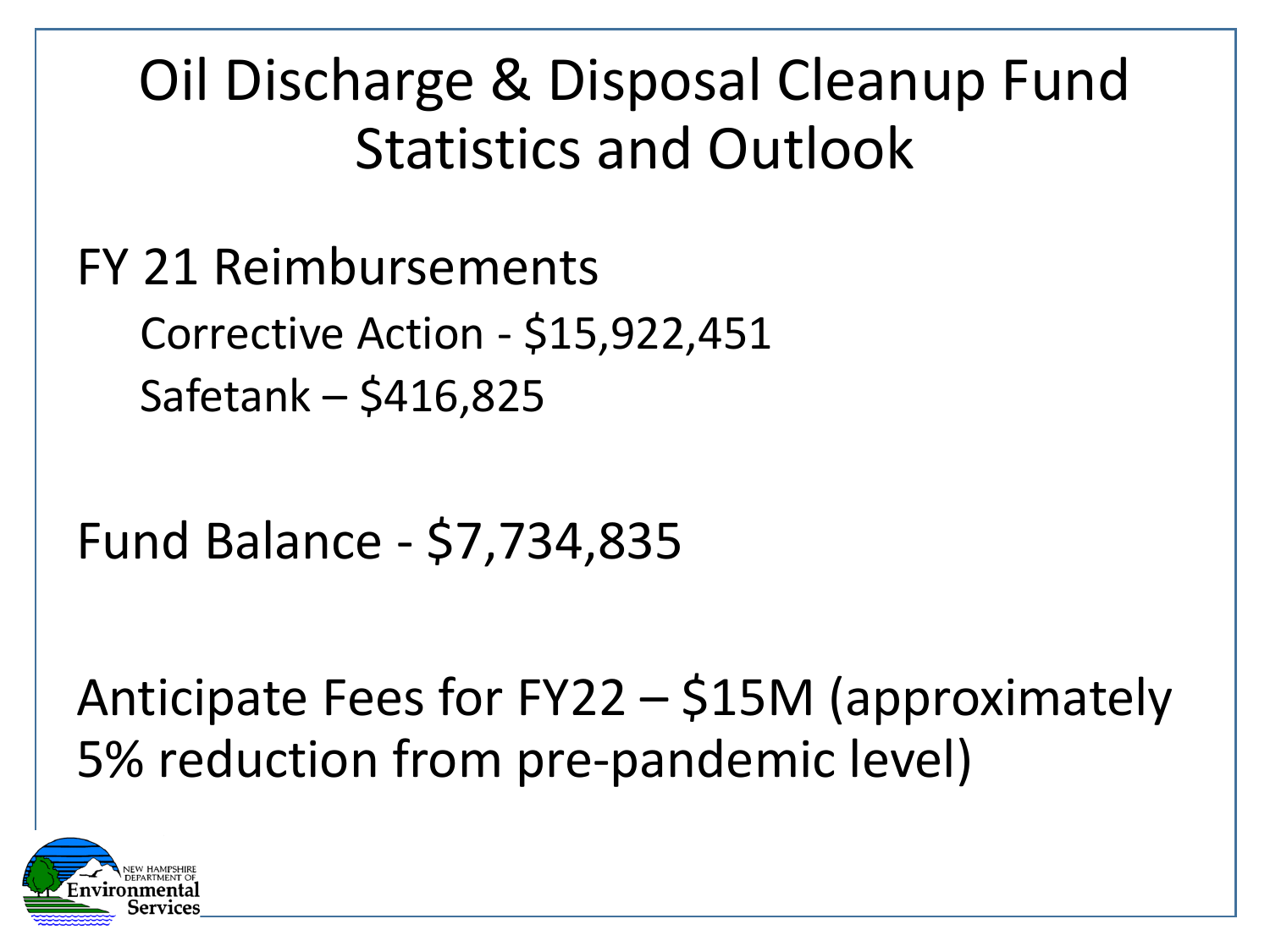# Oil Discharge & Disposal Cleanup Fund Statistics and Outlook

FY 21 Reimbursements

- Corrective Action - $15,922,451
- Safetank – $416,825

Fund Balance - $7,734,835

Anticipate Fees for FY22 – $15M (approximately 5% reduction from pre-pandemic level)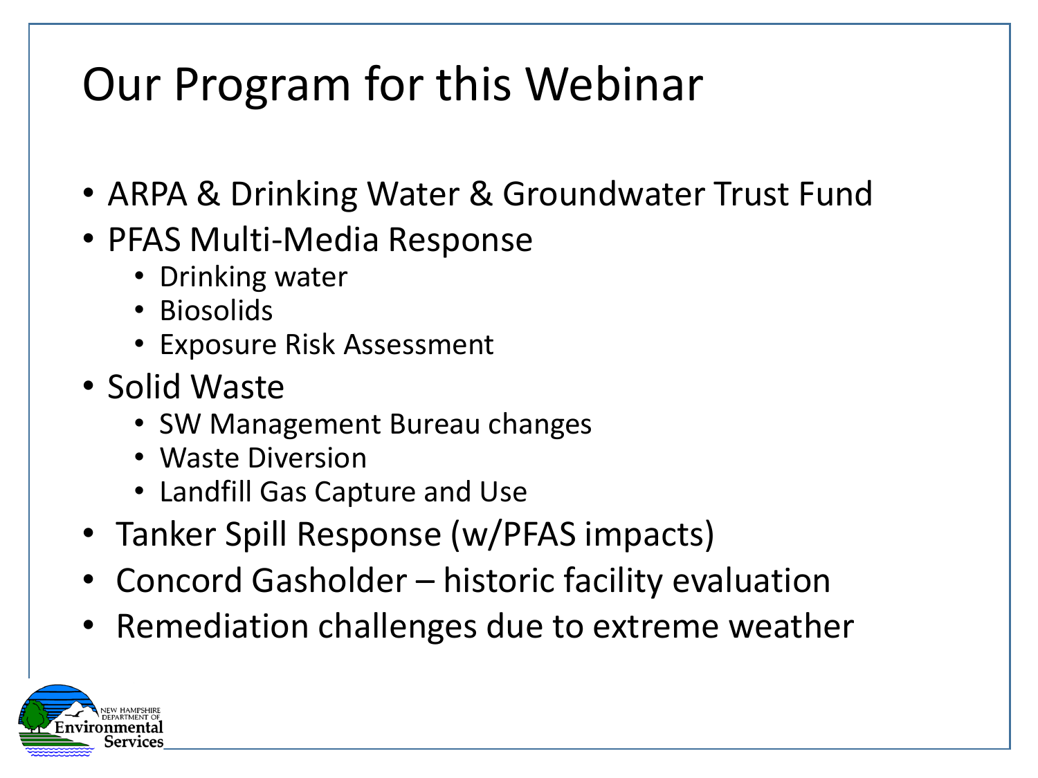# Our Program for this Webinar

- ARPA & Drinking Water & Groundwater Trust Fund
- PFAS Multi-Media Response
  - Drinking water
  - Biosolids
  - Exposure Risk Assessment
- Solid Waste
  - SW Management Bureau changes
  - Waste Diversion
  - Landfill Gas Capture and Use
- Tanker Spill Response (w/PFAS impacts)
- Concord Gasholder – historic facility evaluation
- Remediation challenges due to extreme weather

NEW HAMPSHIRE DEPARTMENT OF Environmental Services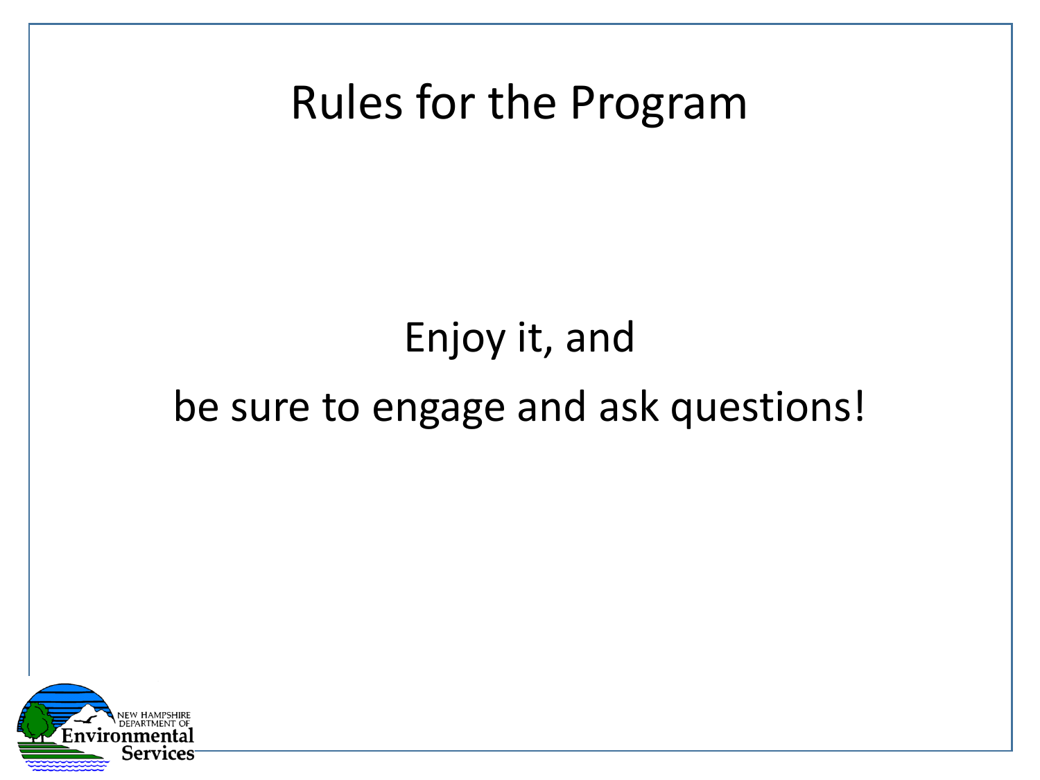# Rules for the Program

Enjoy it, and

be sure to engage and ask questions!

NEW HAMPSHIRE DEPARTMENT OF Environmental Services